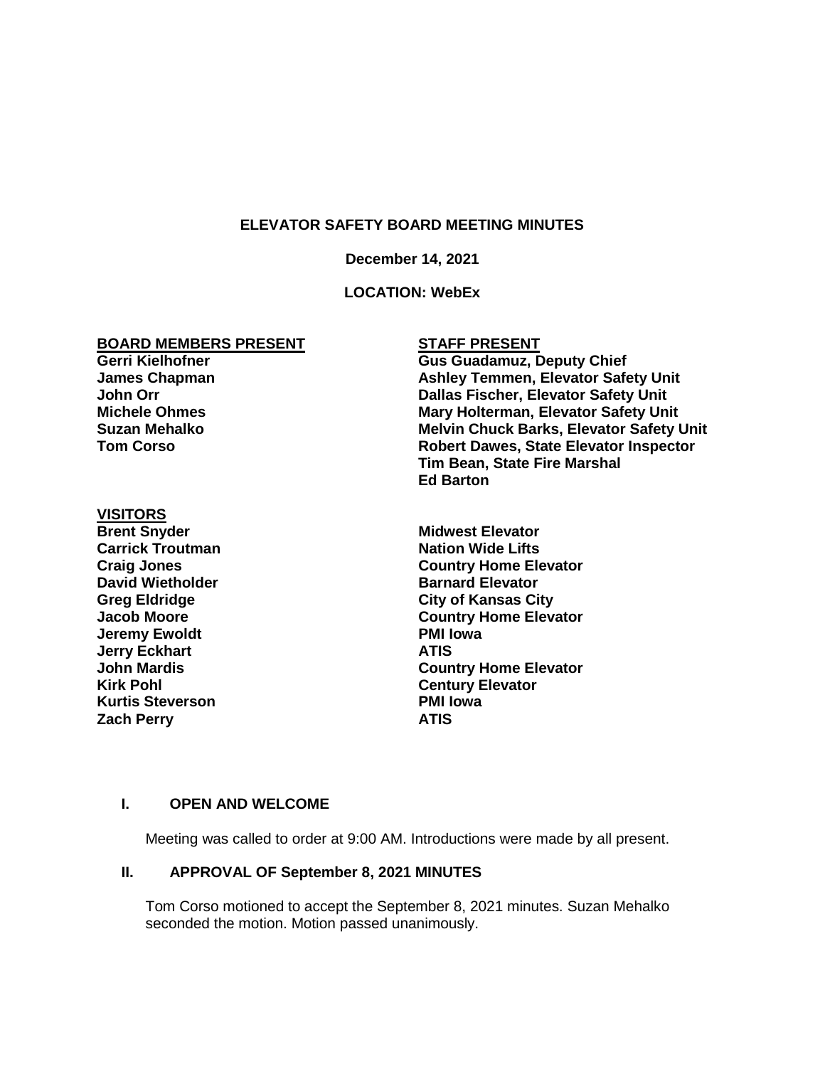# ELEVATOR SAFETY BOARD MEETING MINUTES

**December 14, 2021**

**LOCATION: WebEx**

| BOARD MEMBERS PRESENT | STAFF PRESENT |
| --- | --- |
| Gerri Kielhofner | Gus Guadamuz, Deputy Chief |
| James Chapman | Ashley Temmen, Elevator Safety Unit |
| John Orr | Dallas Fischer, Elevator Safety Unit |
| Michele Ohmes | Mary Holterman, Elevator Safety Unit |
| Suzan Mehalko | Melvin Chuck Barks, Elevator Safety Unit |
| Tom Corso | Robert Dawes, State Elevator Inspector |
| | Tim Bean, State Fire Marshal |
| | Ed Barton |

**VISITORS**

| | |
| --- | --- |
| Brent Snyder | Midwest Elevator |
| Carrick Troutman | Nation Wide Lifts |
| Craig Jones | Country Home Elevator |
| David Wietholder | Barnard Elevator |
| Greg Eldridge | City of Kansas City |
| Jacob Moore | Country Home Elevator |
| Jeremy Ewoldt | PMI Iowa |
| Jerry Eckhart | ATIS |
| John Mardis | Country Home Elevator |
| Kirk Pohl | Century Elevator |
| Kurtis Steverson | PMI Iowa |
| Zach Perry | ATIS |

## I. OPEN AND WELCOME

Meeting was called to order at 9:00 AM. Introductions were made by all present.

## II. APPROVAL OF September 8, 2021 MINUTES

Tom Corso motioned to accept the September 8, 2021 minutes. Suzan Mehalko seconded the motion. Motion passed unanimously.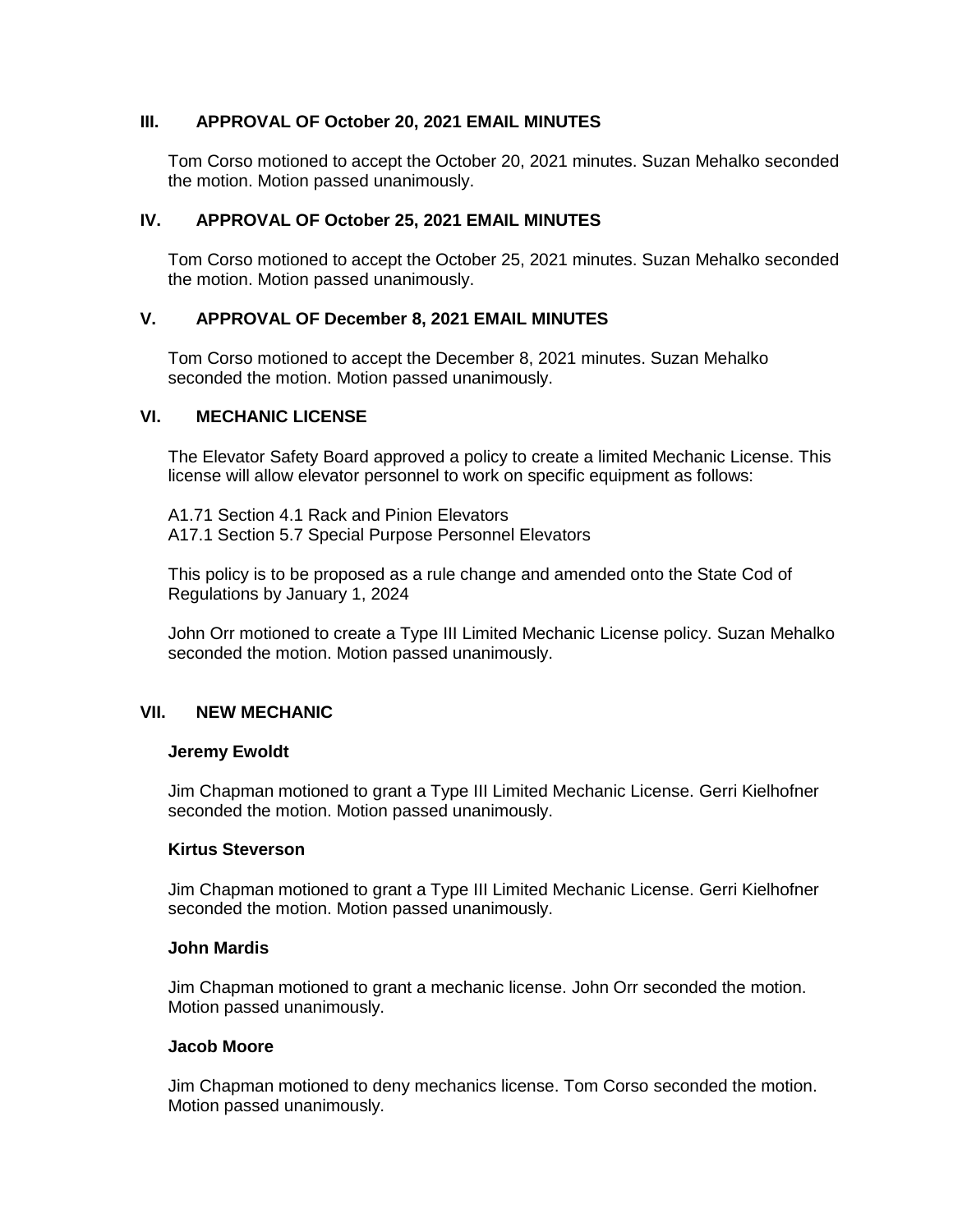## III. APPROVAL OF October 20, 2021 EMAIL MINUTES

Tom Corso motioned to accept the October 20, 2021 minutes. Suzan Mehalko seconded the motion. Motion passed unanimously.

## IV. APPROVAL OF October 25, 2021 EMAIL MINUTES

Tom Corso motioned to accept the October 25, 2021 minutes. Suzan Mehalko seconded the motion. Motion passed unanimously.

## V. APPROVAL OF December 8, 2021 EMAIL MINUTES

Tom Corso motioned to accept the December 8, 2021 minutes. Suzan Mehalko seconded the motion. Motion passed unanimously.

## VI. MECHANIC LICENSE

The Elevator Safety Board approved a policy to create a limited Mechanic License. This license will allow elevator personnel to work on specific equipment as follows:

A1.71 Section 4.1 Rack and Pinion Elevators
A17.1 Section 5.7 Special Purpose Personnel Elevators

This policy is to be proposed as a rule change and amended onto the State Cod of Regulations by January 1, 2024

John Orr motioned to create a Type III Limited Mechanic License policy. Suzan Mehalko seconded the motion. Motion passed unanimously.

## VII. NEW MECHANIC

**Jeremy Ewoldt**

Jim Chapman motioned to grant a Type III Limited Mechanic License. Gerri Kielhofner seconded the motion. Motion passed unanimously.

**Kirtus Steverson**

Jim Chapman motioned to grant a Type III Limited Mechanic License. Gerri Kielhofner seconded the motion. Motion passed unanimously.

**John Mardis**

Jim Chapman motioned to grant a mechanic license. John Orr seconded the motion. Motion passed unanimously.

**Jacob Moore**

Jim Chapman motioned to deny mechanics license. Tom Corso seconded the motion. Motion passed unanimously.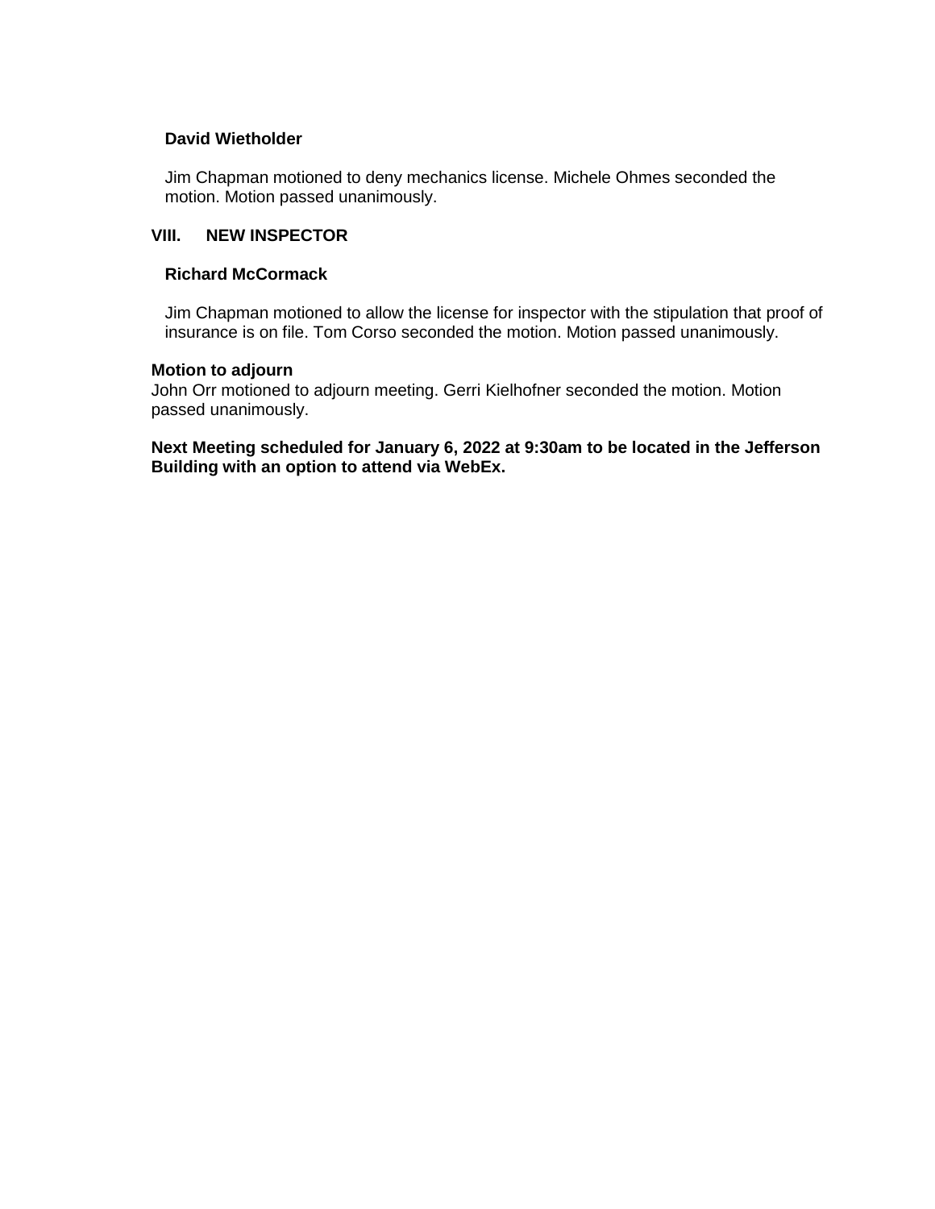**David Wietholder**

Jim Chapman motioned to deny mechanics license. Michele Ohmes seconded the motion. Motion passed unanimously.

## VIII. NEW INSPECTOR

**Richard McCormack**

Jim Chapman motioned to allow the license for inspector with the stipulation that proof of insurance is on file. Tom Corso seconded the motion. Motion passed unanimously.

**Motion to adjourn**

John Orr motioned to adjourn meeting. Gerri Kielhofner seconded the motion. Motion passed unanimously.

**Next Meeting scheduled for January 6, 2022 at 9:30am to be located in the Jefferson Building with an option to attend via WebEx.**